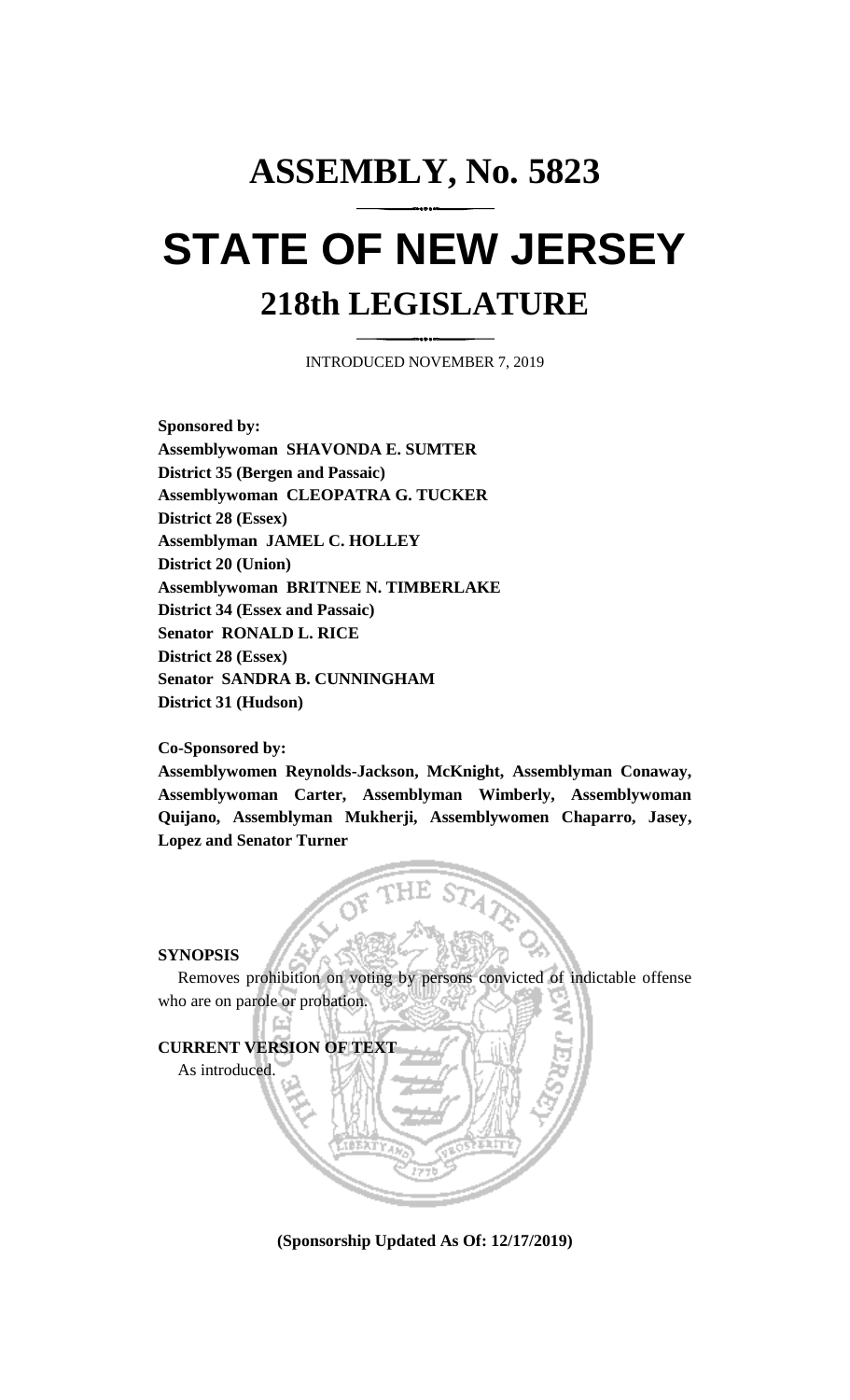# ASSEMBLY, No. 5823

# STATE OF NEW JERSEY

## 218th LEGISLATURE

INTRODUCED NOVEMBER 7, 2019

**Sponsored by:**
**Assemblywoman SHAVONDA E. SUMTER**
**District 35 (Bergen and Passaic)**
**Assemblywoman CLEOPATRA G. TUCKER**
**District 28 (Essex)**
**Assemblyman JAMEL C. HOLLEY**
**District 20 (Union)**
**Assemblywoman BRITNEE N. TIMBERLAKE**
**District 34 (Essex and Passaic)**
**Senator RONALD L. RICE**
**District 28 (Essex)**
**Senator SANDRA B. CUNNINGHAM**
**District 31 (Hudson)**

**Co-Sponsored by:**
**Assemblywomen Reynolds-Jackson, McKnight, Assemblyman Conaway, Assemblywoman Carter, Assemblyman Wimberly, Assemblywoman Quijano, Assemblyman Mukherji, Assemblywomen Chaparro, Jasey, Lopez and Senator Turner**

**SYNOPSIS**

Removes prohibition on voting by persons convicted of indictable offense who are on parole or probation.

**CURRENT VERSION OF TEXT**

As introduced.

**(Sponsorship Updated As Of: 12/17/2019)**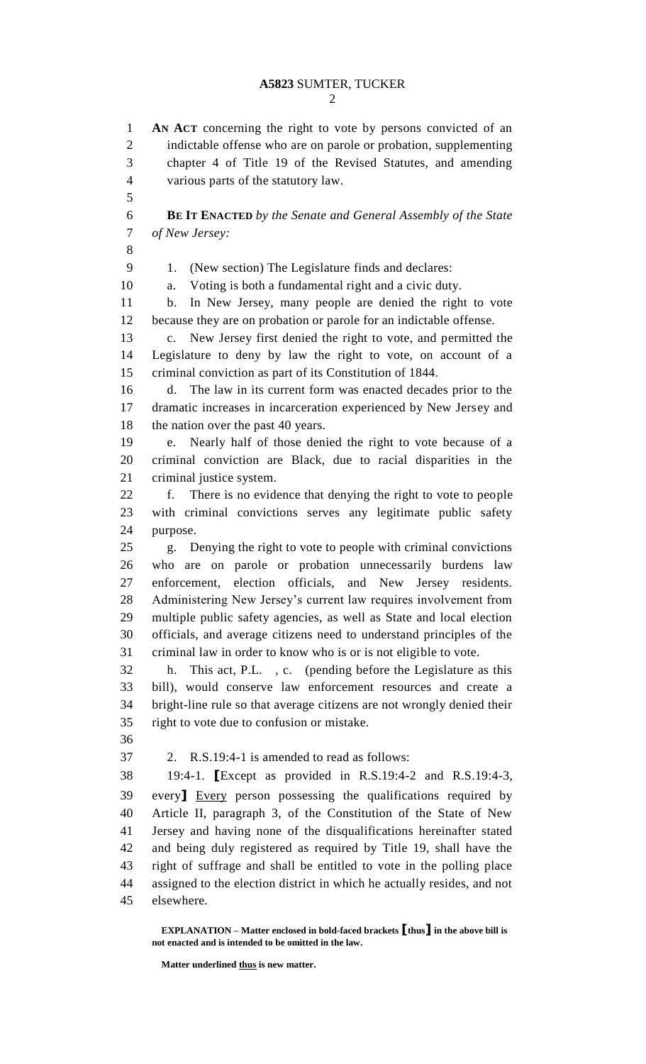**AN ACT** concerning the right to vote by persons convicted of an indictable offense who are on parole or probation, supplementing chapter 4 of Title 19 of the Revised Statutes, and amending various parts of the statutory law.

**BE IT ENACTED** *by the Senate and General Assembly of the State of New Jersey:*

1. (New section) The Legislature finds and declares:

a. Voting is both a fundamental right and a civic duty.

b. In New Jersey, many people are denied the right to vote because they are on probation or parole for an indictable offense.

c. New Jersey first denied the right to vote, and permitted the Legislature to deny by law the right to vote, on account of a criminal conviction as part of its Constitution of 1844.

d. The law in its current form was enacted decades prior to the dramatic increases in incarceration experienced by New Jersey and the nation over the past 40 years.

e. Nearly half of those denied the right to vote because of a criminal conviction are Black, due to racial disparities in the criminal justice system.

f. There is no evidence that denying the right to vote to people with criminal convictions serves any legitimate public safety purpose.

g. Denying the right to vote to people with criminal convictions who are on parole or probation unnecessarily burdens law enforcement, election officials, and New Jersey residents. Administering New Jersey's current law requires involvement from multiple public safety agencies, as well as State and local election officials, and average citizens need to understand principles of the criminal law in order to know who is or is not eligible to vote.

h. This act, P.L. , c. (pending before the Legislature as this bill), would conserve law enforcement resources and create a bright-line rule so that average citizens are not wrongly denied their right to vote due to confusion or mistake.

2. R.S.19:4-1 is amended to read as follows:

19:4-1. **[**Except as provided in R.S.19:4-2 and R.S.19:4-3, every**]** <u>Every</u> person possessing the qualifications required by Article II, paragraph 3, of the Constitution of the State of New Jersey and having none of the disqualifications hereinafter stated and being duly registered as required by Title 19, shall have the right of suffrage and shall be entitled to vote in the polling place assigned to the election district in which he actually resides, and not elsewhere.

**EXPLANATION – Matter enclosed in bold-faced brackets [thus] in the above bill is not enacted and is intended to be omitted in the law.**

**Matter underlined <u>thus</u> is new matter.**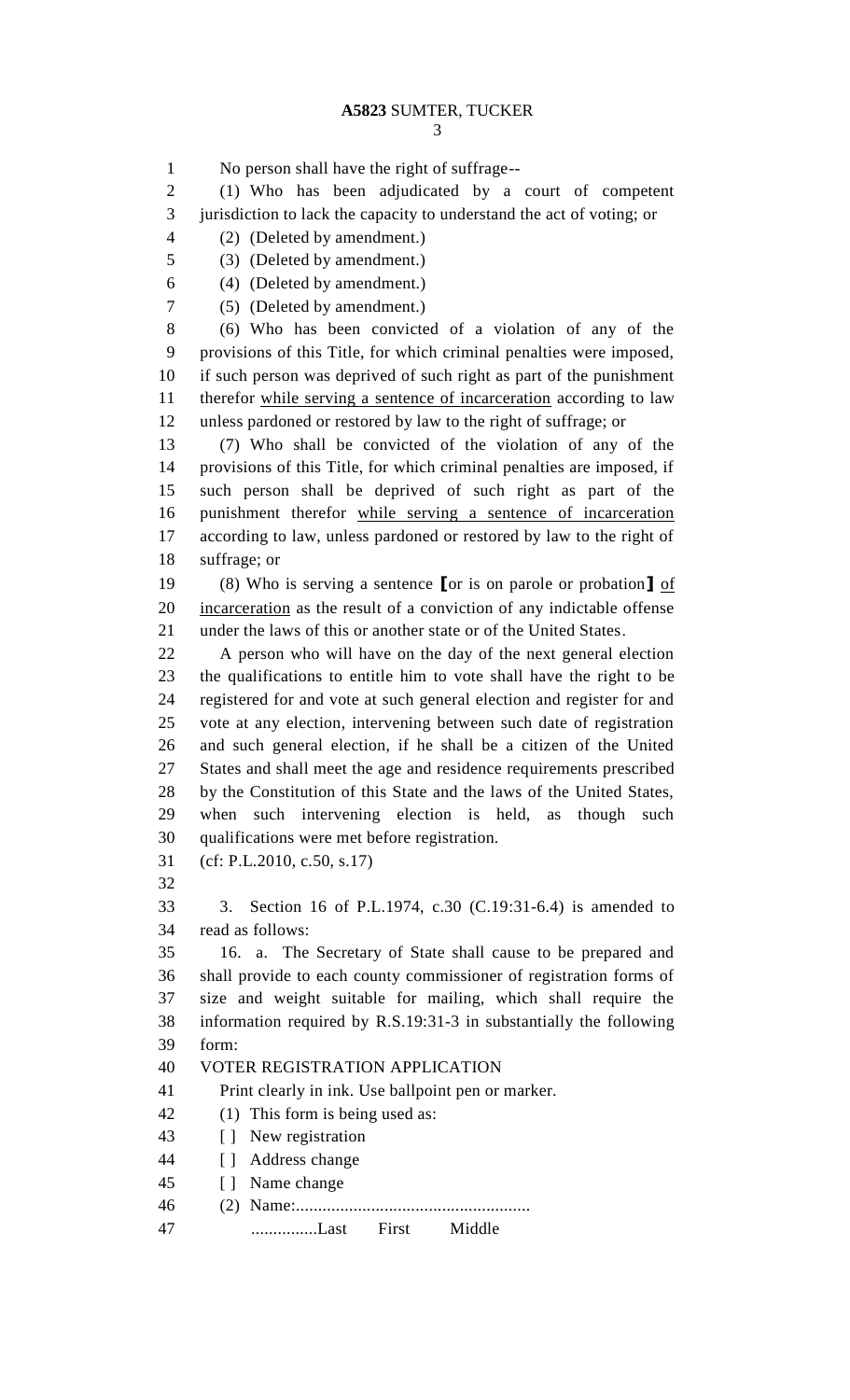No person shall have the right of suffrage--

(1) Who has been adjudicated by a court of competent jurisdiction to lack the capacity to understand the act of voting; or

(2) (Deleted by amendment.)

(3) (Deleted by amendment.)

(4) (Deleted by amendment.)

(5) (Deleted by amendment.)

(6) Who has been convicted of a violation of any of the provisions of this Title, for which criminal penalties were imposed, if such person was deprived of such right as part of the punishment therefor while serving a sentence of incarceration according to law unless pardoned or restored by law to the right of suffrage; or

(7) Who shall be convicted of the violation of any of the provisions of this Title, for which criminal penalties are imposed, if such person shall be deprived of such right as part of the punishment therefor while serving a sentence of incarceration according to law, unless pardoned or restored by law to the right of suffrage; or

(8) Who is serving a sentence [or is on parole or probation] of incarceration as the result of a conviction of any indictable offense under the laws of this or another state or of the United States.

A person who will have on the day of the next general election the qualifications to entitle him to vote shall have the right to be registered for and vote at such general election and register for and vote at any election, intervening between such date of registration and such general election, if he shall be a citizen of the United States and shall meet the age and residence requirements prescribed by the Constitution of this State and the laws of the United States, when such intervening election is held, as though such qualifications were met before registration.

(cf: P.L.2010, c.50, s.17)

3. Section 16 of P.L.1974, c.30 (C.19:31-6.4) is amended to read as follows:

16. a. The Secretary of State shall cause to be prepared and shall provide to each county commissioner of registration forms of size and weight suitable for mailing, which shall require the information required by R.S.19:31-3 in substantially the following form:

VOTER REGISTRATION APPLICATION

Print clearly in ink. Use ballpoint pen or marker.

(1) This form is being used as:

[ ] New registration

[ ] Address change

[ ] Name change

(2) Name:.....................................................

...............Last First Middle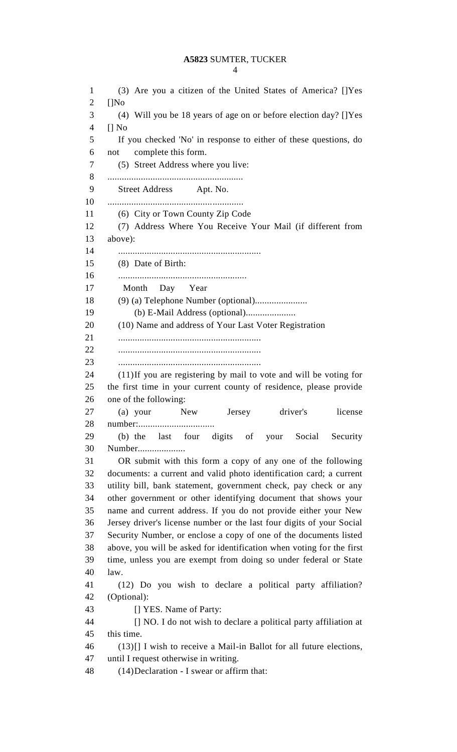(3) Are you a citizen of the United States of America? []Yes []No

(4) Will you be 18 years of age on or before election day? []Yes [] No

If you checked 'No' in response to either of these questions, do not complete this form.

(5) Street Address where you live:

........................................................

Street Address Apt. No.

........................................................

(6) City or Town County Zip Code

(7) Address Where You Receive Your Mail (if different from above):

...........................................................

(8) Date of Birth:

.....................................................

Month Day Year

(9) (a) Telephone Number (optional)......................

(b) E-Mail Address (optional).....................

(10) Name and address of Your Last Voter Registration

...........................................................

...........................................................

...........................................................

(11)If you are registering by mail to vote and will be voting for the first time in your current county of residence, please provide one of the following:

(a) your New Jersey driver's license number:................................

(b) the last four digits of your Social Security Number....................

OR submit with this form a copy of any one of the following documents: a current and valid photo identification card; a current utility bill, bank statement, government check, pay check or any other government or other identifying document that shows your name and current address. If you do not provide either your New Jersey driver's license number or the last four digits of your Social Security Number, or enclose a copy of one of the documents listed above, you will be asked for identification when voting for the first time, unless you are exempt from doing so under federal or State law.

(12) Do you wish to declare a political party affiliation? (Optional):

[] YES. Name of Party:

[] NO. I do not wish to declare a political party affiliation at this time.

(13)[] I wish to receive a Mail-in Ballot for all future elections, until I request otherwise in writing.

(14)Declaration - I swear or affirm that: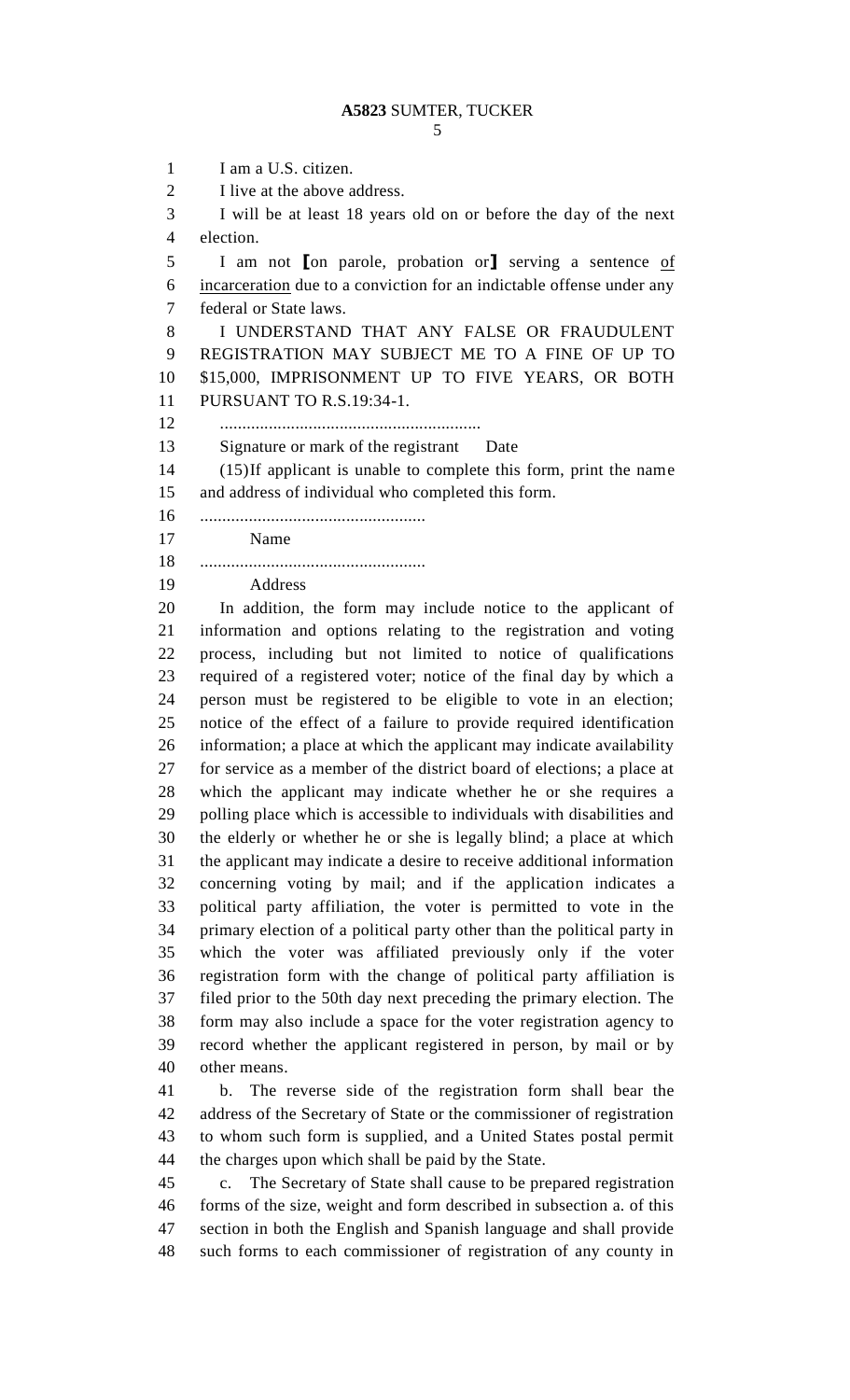I am a U.S. citizen.

I live at the above address.

I will be at least 18 years old on or before the day of the next election.

I am not ⟦on parole, probation or⟧ serving a sentence of incarceration due to a conviction for an indictable offense under any federal or State laws.

I UNDERSTAND THAT ANY FALSE OR FRAUDULENT REGISTRATION MAY SUBJECT ME TO A FINE OF UP TO $15,000, IMPRISONMENT UP TO FIVE YEARS, OR BOTH PURSUANT TO R.S.19:34-1.

..........................................................

Signature or mark of the registrant     Date

(15)If applicant is unable to complete this form, print the name and address of individual who completed this form.

..................................................

Name

..................................................

Address

In addition, the form may include notice to the applicant of information and options relating to the registration and voting process, including but not limited to notice of qualifications required of a registered voter; notice of the final day by which a person must be registered to be eligible to vote in an election; notice of the effect of a failure to provide required identification information; a place at which the applicant may indicate availability for service as a member of the district board of elections; a place at which the applicant may indicate whether he or she requires a polling place which is accessible to individuals with disabilities and the elderly or whether he or she is legally blind; a place at which the applicant may indicate a desire to receive additional information concerning voting by mail; and if the application indicates a political party affiliation, the voter is permitted to vote in the primary election of a political party other than the political party in which the voter was affiliated previously only if the voter registration form with the change of political party affiliation is filed prior to the 50th day next preceding the primary election. The form may also include a space for the voter registration agency to record whether the applicant registered in person, by mail or by other means.

b. The reverse side of the registration form shall bear the address of the Secretary of State or the commissioner of registration to whom such form is supplied, and a United States postal permit the charges upon which shall be paid by the State.

c. The Secretary of State shall cause to be prepared registration forms of the size, weight and form described in subsection a. of this section in both the English and Spanish language and shall provide such forms to each commissioner of registration of any county in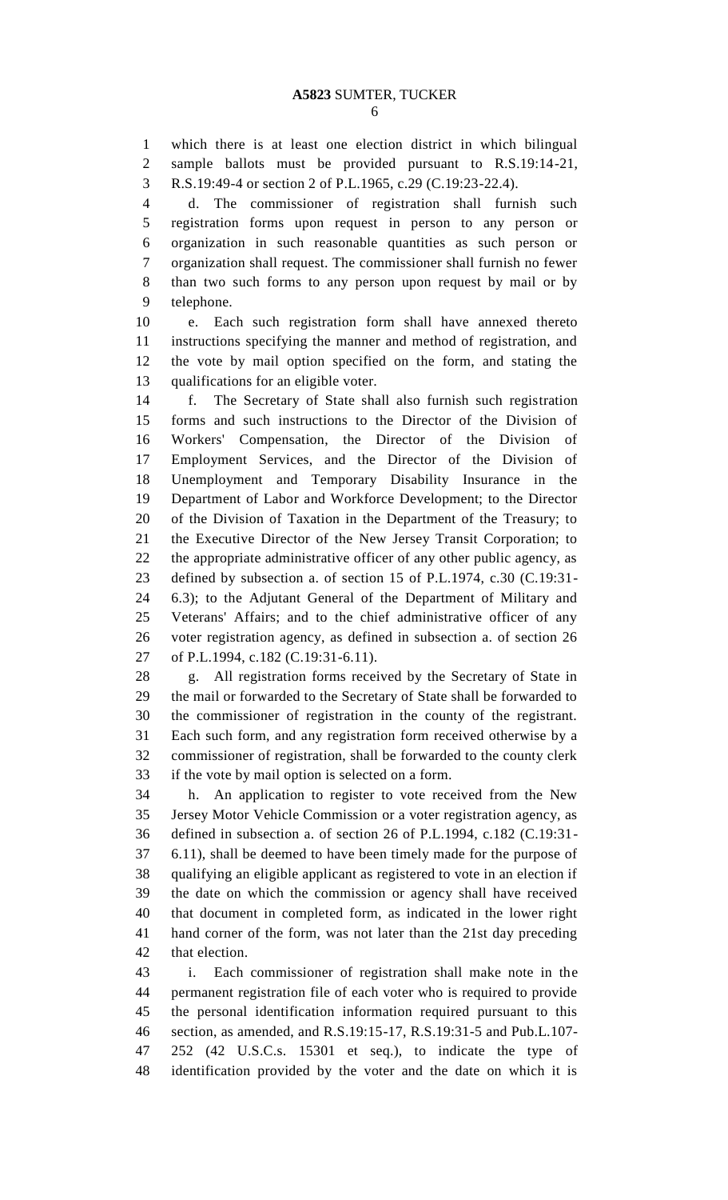which there is at least one election district in which bilingual sample ballots must be provided pursuant to R.S.19:14-21, R.S.19:49-4 or section 2 of P.L.1965, c.29 (C.19:23-22.4).

d. The commissioner of registration shall furnish such registration forms upon request in person to any person or organization in such reasonable quantities as such person or organization shall request. The commissioner shall furnish no fewer than two such forms to any person upon request by mail or by telephone.

e. Each such registration form shall have annexed thereto instructions specifying the manner and method of registration, and the vote by mail option specified on the form, and stating the qualifications for an eligible voter.

f. The Secretary of State shall also furnish such registration forms and such instructions to the Director of the Division of Workers' Compensation, the Director of the Division of Employment Services, and the Director of the Division of Unemployment and Temporary Disability Insurance in the Department of Labor and Workforce Development; to the Director of the Division of Taxation in the Department of the Treasury; to the Executive Director of the New Jersey Transit Corporation; to the appropriate administrative officer of any other public agency, as defined by subsection a. of section 15 of P.L.1974, c.30 (C.19:31-6.3); to the Adjutant General of the Department of Military and Veterans' Affairs; and to the chief administrative officer of any voter registration agency, as defined in subsection a. of section 26 of P.L.1994, c.182 (C.19:31-6.11).

g. All registration forms received by the Secretary of State in the mail or forwarded to the Secretary of State shall be forwarded to the commissioner of registration in the county of the registrant. Each such form, and any registration form received otherwise by a commissioner of registration, shall be forwarded to the county clerk if the vote by mail option is selected on a form.

h. An application to register to vote received from the New Jersey Motor Vehicle Commission or a voter registration agency, as defined in subsection a. of section 26 of P.L.1994, c.182 (C.19:31-6.11), shall be deemed to have been timely made for the purpose of qualifying an eligible applicant as registered to vote in an election if the date on which the commission or agency shall have received that document in completed form, as indicated in the lower right hand corner of the form, was not later than the 21st day preceding that election.

i. Each commissioner of registration shall make note in the permanent registration file of each voter who is required to provide the personal identification information required pursuant to this section, as amended, and R.S.19:15-17, R.S.19:31-5 and Pub.L.107-252 (42 U.S.C.s. 15301 et seq.), to indicate the type of identification provided by the voter and the date on which it is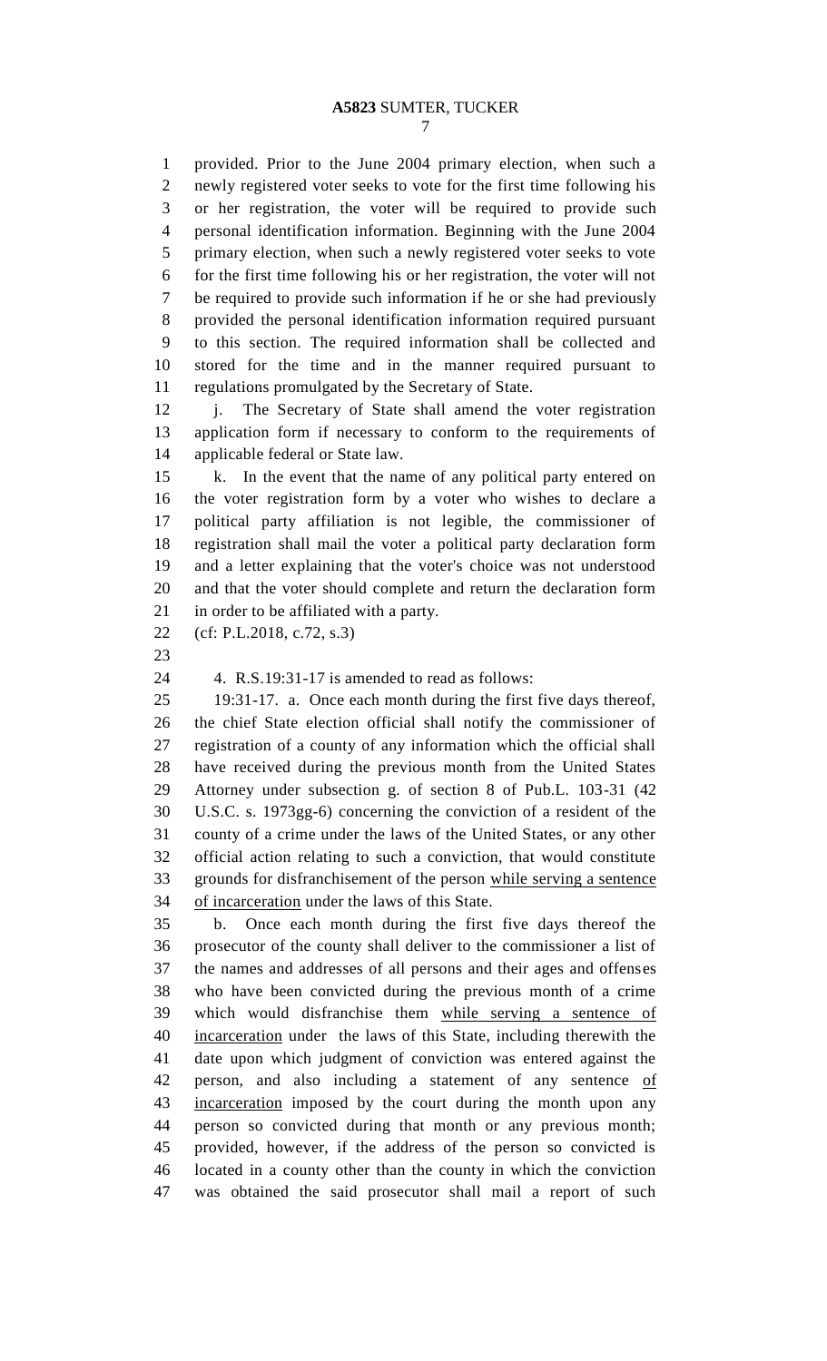provided. Prior to the June 2004 primary election, when such a newly registered voter seeks to vote for the first time following his or her registration, the voter will be required to provide such personal identification information. Beginning with the June 2004 primary election, when such a newly registered voter seeks to vote for the first time following his or her registration, the voter will not be required to provide such information if he or she had previously provided the personal identification information required pursuant to this section. The required information shall be collected and stored for the time and in the manner required pursuant to regulations promulgated by the Secretary of State.

j. The Secretary of State shall amend the voter registration application form if necessary to conform to the requirements of applicable federal or State law.

k. In the event that the name of any political party entered on the voter registration form by a voter who wishes to declare a political party affiliation is not legible, the commissioner of registration shall mail the voter a political party declaration form and a letter explaining that the voter's choice was not understood and that the voter should complete and return the declaration form in order to be affiliated with a party.

(cf: P.L.2018, c.72, s.3)

4. R.S.19:31-17 is amended to read as follows:

19:31-17. a. Once each month during the first five days thereof, the chief State election official shall notify the commissioner of registration of a county of any information which the official shall have received during the previous month from the United States Attorney under subsection g. of section 8 of Pub.L. 103-31 (42 U.S.C. s. 1973gg-6) concerning the conviction of a resident of the county of a crime under the laws of the United States, or any other official action relating to such a conviction, that would constitute grounds for disfranchisement of the person <u>while serving a sentence of incarceration</u> under the laws of this State.

b. Once each month during the first five days thereof the prosecutor of the county shall deliver to the commissioner a list of the names and addresses of all persons and their ages and offenses who have been convicted during the previous month of a crime which would disfranchise them <u>while serving a sentence of incarceration</u> under the laws of this State, including therewith the date upon which judgment of conviction was entered against the person, and also including a statement of any sentence <u>of incarceration</u> imposed by the court during the month upon any person so convicted during that month or any previous month; provided, however, if the address of the person so convicted is located in a county other than the county in which the conviction was obtained the said prosecutor shall mail a report of such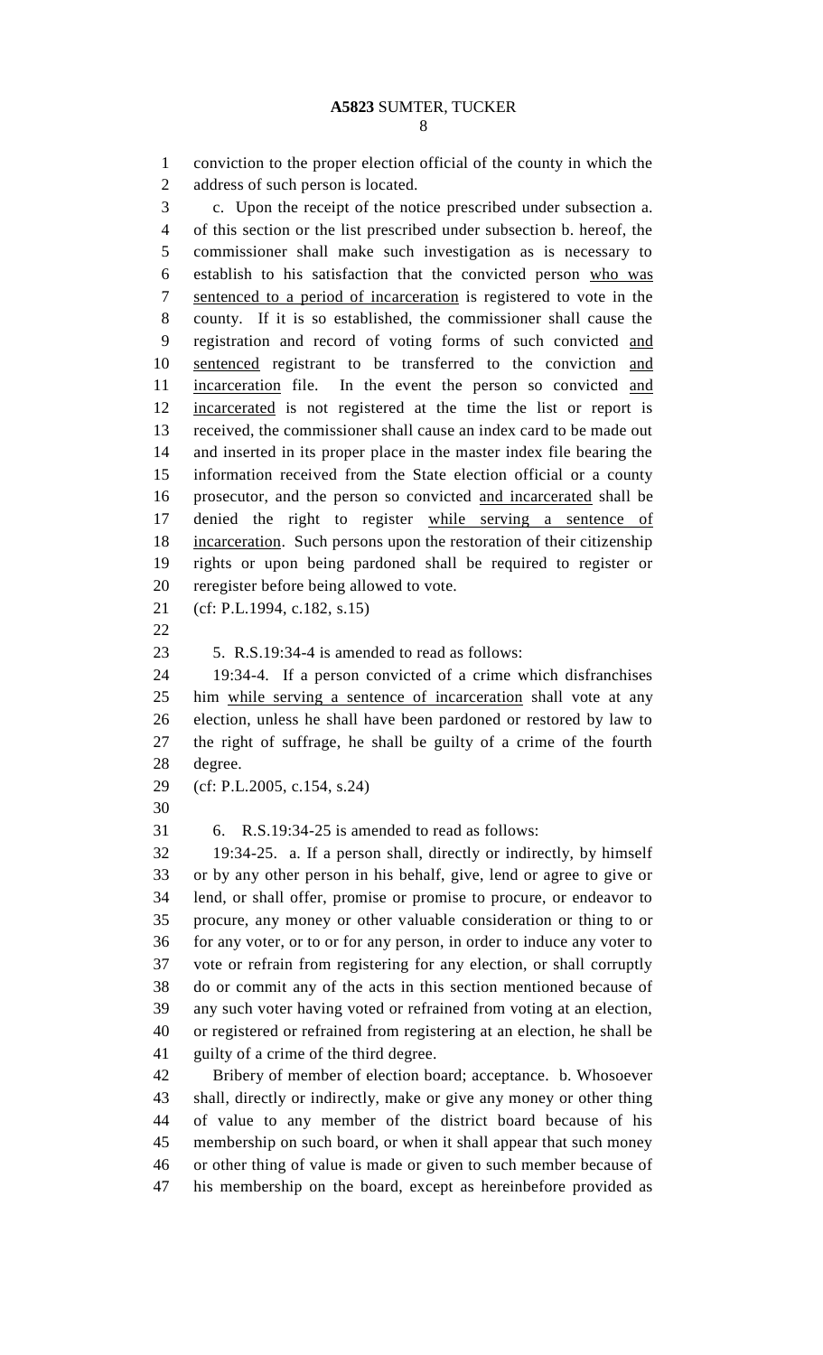conviction to the proper election official of the county in which the address of such person is located.

c. Upon the receipt of the notice prescribed under subsection a. of this section or the list prescribed under subsection b. hereof, the commissioner shall make such investigation as is necessary to establish to his satisfaction that the convicted person <u>who was sentenced to a period of incarceration</u> is registered to vote in the county. If it is so established, the commissioner shall cause the registration and record of voting forms of such convicted <u>and sentenced</u> registrant to be transferred to the conviction <u>and incarceration</u> file. In the event the person so convicted <u>and incarcerated</u> is not registered at the time the list or report is received, the commissioner shall cause an index card to be made out and inserted in its proper place in the master index file bearing the information received from the State election official or a county prosecutor, and the person so convicted <u>and incarcerated</u> shall be denied the right to register <u>while serving a sentence of incarceration</u>. Such persons upon the restoration of their citizenship rights or upon being pardoned shall be required to register or reregister before being allowed to vote.

(cf: P.L.1994, c.182, s.15)

5. R.S.19:34-4 is amended to read as follows:

19:34-4. If a person convicted of a crime which disfranchises him <u>while serving a sentence of incarceration</u> shall vote at any election, unless he shall have been pardoned or restored by law to the right of suffrage, he shall be guilty of a crime of the fourth degree.

(cf: P.L.2005, c.154, s.24)

6. R.S.19:34-25 is amended to read as follows:

19:34-25. a. If a person shall, directly or indirectly, by himself or by any other person in his behalf, give, lend or agree to give or lend, or shall offer, promise or promise to procure, or endeavor to procure, any money or other valuable consideration or thing to or for any voter, or to or for any person, in order to induce any voter to vote or refrain from registering for any election, or shall corruptly do or commit any of the acts in this section mentioned because of any such voter having voted or refrained from voting at an election, or registered or refrained from registering at an election, he shall be guilty of a crime of the third degree.

Bribery of member of election board; acceptance. b. Whosoever shall, directly or indirectly, make or give any money or other thing of value to any member of the district board because of his membership on such board, or when it shall appear that such money or other thing of value is made or given to such member because of his membership on the board, except as hereinbefore provided as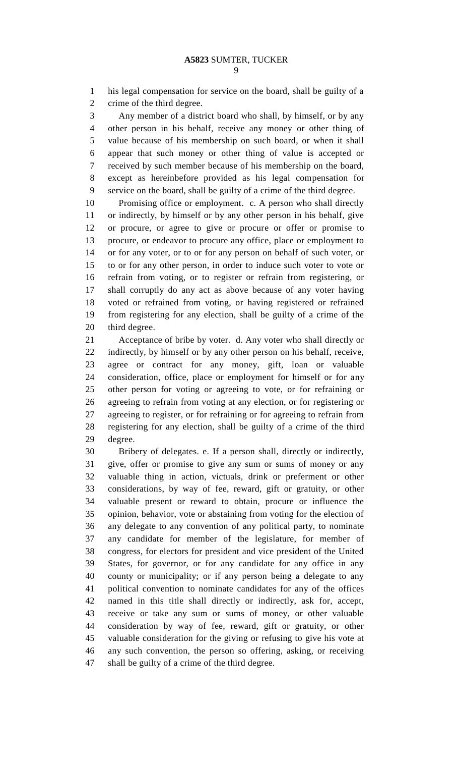his legal compensation for service on the board, shall be guilty of a crime of the third degree.

Any member of a district board who shall, by himself, or by any other person in his behalf, receive any money or other thing of value because of his membership on such board, or when it shall appear that such money or other thing of value is accepted or received by such member because of his membership on the board, except as hereinbefore provided as his legal compensation for service on the board, shall be guilty of a crime of the third degree.

Promising office or employment. c. A person who shall directly or indirectly, by himself or by any other person in his behalf, give or procure, or agree to give or procure or offer or promise to procure, or endeavor to procure any office, place or employment to or for any voter, or to or for any person on behalf of such voter, or to or for any other person, in order to induce such voter to vote or refrain from voting, or to register or refrain from registering, or shall corruptly do any act as above because of any voter having voted or refrained from voting, or having registered or refrained from registering for any election, shall be guilty of a crime of the third degree.

Acceptance of bribe by voter. d. Any voter who shall directly or indirectly, by himself or by any other person on his behalf, receive, agree or contract for any money, gift, loan or valuable consideration, office, place or employment for himself or for any other person for voting or agreeing to vote, or for refraining or agreeing to refrain from voting at any election, or for registering or agreeing to register, or for refraining or for agreeing to refrain from registering for any election, shall be guilty of a crime of the third degree.

Bribery of delegates. e. If a person shall, directly or indirectly, give, offer or promise to give any sum or sums of money or any valuable thing in action, victuals, drink or preferment or other considerations, by way of fee, reward, gift or gratuity, or other valuable present or reward to obtain, procure or influence the opinion, behavior, vote or abstaining from voting for the election of any delegate to any convention of any political party, to nominate any candidate for member of the legislature, for member of congress, for electors for president and vice president of the United States, for governor, or for any candidate for any office in any county or municipality; or if any person being a delegate to any political convention to nominate candidates for any of the offices named in this title shall directly or indirectly, ask for, accept, receive or take any sum or sums of money, or other valuable consideration by way of fee, reward, gift or gratuity, or other valuable consideration for the giving or refusing to give his vote at any such convention, the person so offering, asking, or receiving shall be guilty of a crime of the third degree.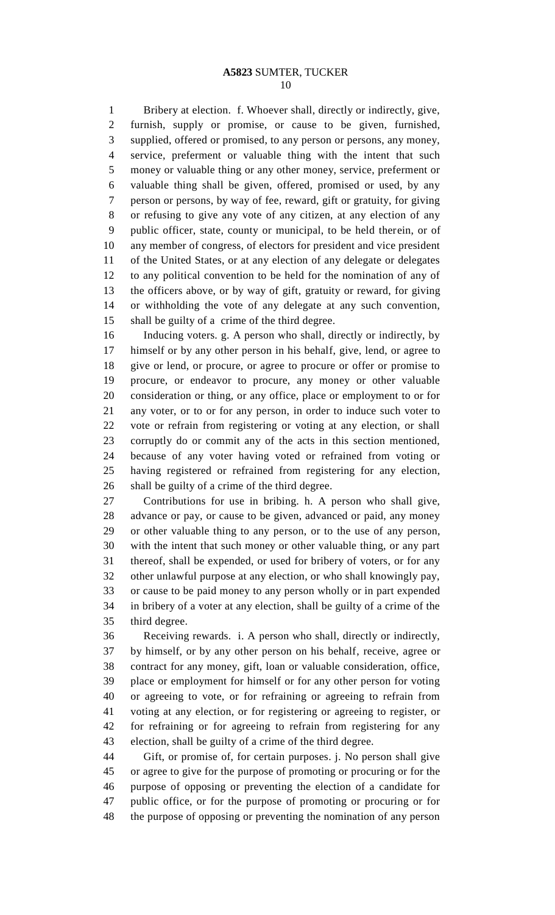Bribery at election. f. Whoever shall, directly or indirectly, give, furnish, supply or promise, or cause to be given, furnished, supplied, offered or promised, to any person or persons, any money, service, preferment or valuable thing with the intent that such money or valuable thing or any other money, service, preferment or valuable thing shall be given, offered, promised or used, by any person or persons, by way of fee, reward, gift or gratuity, for giving or refusing to give any vote of any citizen, at any election of any public officer, state, county or municipal, to be held therein, or of any member of congress, of electors for president and vice president of the United States, or at any election of any delegate or delegates to any political convention to be held for the nomination of any of the officers above, or by way of gift, gratuity or reward, for giving or withholding the vote of any delegate at any such convention, shall be guilty of a crime of the third degree.

Inducing voters. g. A person who shall, directly or indirectly, by himself or by any other person in his behalf, give, lend, or agree to give or lend, or procure, or agree to procure or offer or promise to procure, or endeavor to procure, any money or other valuable consideration or thing, or any office, place or employment to or for any voter, or to or for any person, in order to induce such voter to vote or refrain from registering or voting at any election, or shall corruptly do or commit any of the acts in this section mentioned, because of any voter having voted or refrained from voting or having registered or refrained from registering for any election, shall be guilty of a crime of the third degree.

Contributions for use in bribing. h. A person who shall give, advance or pay, or cause to be given, advanced or paid, any money or other valuable thing to any person, or to the use of any person, with the intent that such money or other valuable thing, or any part thereof, shall be expended, or used for bribery of voters, or for any other unlawful purpose at any election, or who shall knowingly pay, or cause to be paid money to any person wholly or in part expended in bribery of a voter at any election, shall be guilty of a crime of the third degree.

Receiving rewards. i. A person who shall, directly or indirectly, by himself, or by any other person on his behalf, receive, agree or contract for any money, gift, loan or valuable consideration, office, place or employment for himself or for any other person for voting or agreeing to vote, or for refraining or agreeing to refrain from voting at any election, or for registering or agreeing to register, or for refraining or for agreeing to refrain from registering for any election, shall be guilty of a crime of the third degree.

Gift, or promise of, for certain purposes. j. No person shall give or agree to give for the purpose of promoting or procuring or for the purpose of opposing or preventing the election of a candidate for public office, or for the purpose of promoting or procuring or for the purpose of opposing or preventing the nomination of any person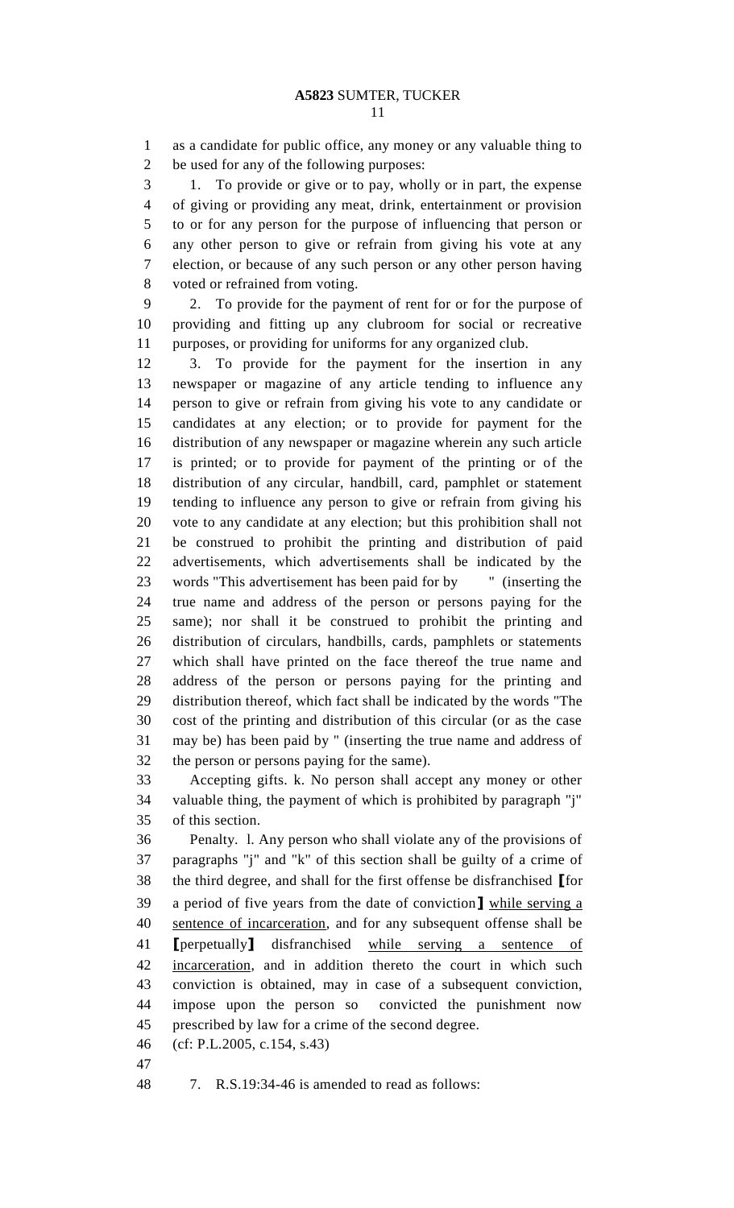as a candidate for public office, any money or any valuable thing to be used for any of the following purposes:

1. To provide or give or to pay, wholly or in part, the expense of giving or providing any meat, drink, entertainment or provision to or for any person for the purpose of influencing that person or any other person to give or refrain from giving his vote at any election, or because of any such person or any other person having voted or refrained from voting.

2. To provide for the payment of rent for or for the purpose of providing and fitting up any clubroom for social or recreative purposes, or providing for uniforms for any organized club.

3. To provide for the payment for the insertion in any newspaper or magazine of any article tending to influence any person to give or refrain from giving his vote to any candidate or candidates at any election; or to provide for payment for the distribution of any newspaper or magazine wherein any such article is printed; or to provide for payment of the printing or of the distribution of any circular, handbill, card, pamphlet or statement tending to influence any person to give or refrain from giving his vote to any candidate at any election; but this prohibition shall not be construed to prohibit the printing and distribution of paid advertisements, which advertisements shall be indicated by the words "This advertisement has been paid for by " (inserting the true name and address of the person or persons paying for the same); nor shall it be construed to prohibit the printing and distribution of circulars, handbills, cards, pamphlets or statements which shall have printed on the face thereof the true name and address of the person or persons paying for the printing and distribution thereof, which fact shall be indicated by the words "The cost of the printing and distribution of this circular (or as the case may be) has been paid by " (inserting the true name and address of the person or persons paying for the same).

Accepting gifts. k. No person shall accept any money or other valuable thing, the payment of which is prohibited by paragraph "j" of this section.

Penalty. l. Any person who shall violate any of the provisions of paragraphs "j" and "k" of this section shall be guilty of a crime of the third degree, and shall for the first offense be disfranchised [for a period of five years from the date of conviction] while serving a sentence of incarceration, and for any subsequent offense shall be [perpetually] disfranchised while serving a sentence of incarceration, and in addition thereto the court in which such conviction is obtained, may in case of a subsequent conviction, impose upon the person so convicted the punishment now prescribed by law for a crime of the second degree.

(cf: P.L.2005, c.154, s.43)

7. R.S.19:34-46 is amended to read as follows: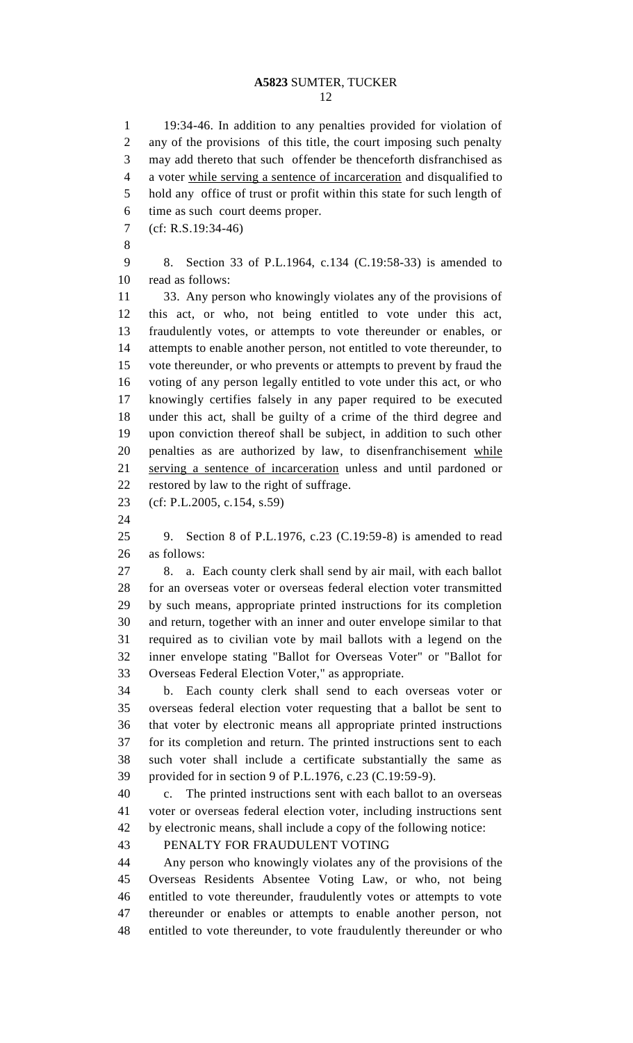19:34-46. In addition to any penalties provided for violation of any of the provisions of this title, the court imposing such penalty may add thereto that such offender be thenceforth disfranchised as a voter <u>while serving a sentence of incarceration</u> and disqualified to hold any office of trust or profit within this state for such length of time as such court deems proper.

(cf: R.S.19:34-46)

8. Section 33 of P.L.1964, c.134 (C.19:58-33) is amended to read as follows:

33. Any person who knowingly violates any of the provisions of this act, or who, not being entitled to vote under this act, fraudulently votes, or attempts to vote thereunder or enables, or attempts to enable another person, not entitled to vote thereunder, to vote thereunder, or who prevents or attempts to prevent by fraud the voting of any person legally entitled to vote under this act, or who knowingly certifies falsely in any paper required to be executed under this act, shall be guilty of a crime of the third degree and upon conviction thereof shall be subject, in addition to such other penalties as are authorized by law, to disenfranchisement <u>while serving a sentence of incarceration</u> unless and until pardoned or restored by law to the right of suffrage.

(cf: P.L.2005, c.154, s.59)

9. Section 8 of P.L.1976, c.23 (C.19:59-8) is amended to read as follows:

8. a. Each county clerk shall send by air mail, with each ballot for an overseas voter or overseas federal election voter transmitted by such means, appropriate printed instructions for its completion and return, together with an inner and outer envelope similar to that required as to civilian vote by mail ballots with a legend on the inner envelope stating "Ballot for Overseas Voter" or "Ballot for Overseas Federal Election Voter," as appropriate.

b. Each county clerk shall send to each overseas voter or overseas federal election voter requesting that a ballot be sent to that voter by electronic means all appropriate printed instructions for its completion and return. The printed instructions sent to each such voter shall include a certificate substantially the same as provided for in section 9 of P.L.1976, c.23 (C.19:59-9).

c. The printed instructions sent with each ballot to an overseas voter or overseas federal election voter, including instructions sent by electronic means, shall include a copy of the following notice:

PENALTY FOR FRAUDULENT VOTING

Any person who knowingly violates any of the provisions of the Overseas Residents Absentee Voting Law, or who, not being entitled to vote thereunder, fraudulently votes or attempts to vote thereunder or enables or attempts to enable another person, not entitled to vote thereunder, to vote fraudulently thereunder or who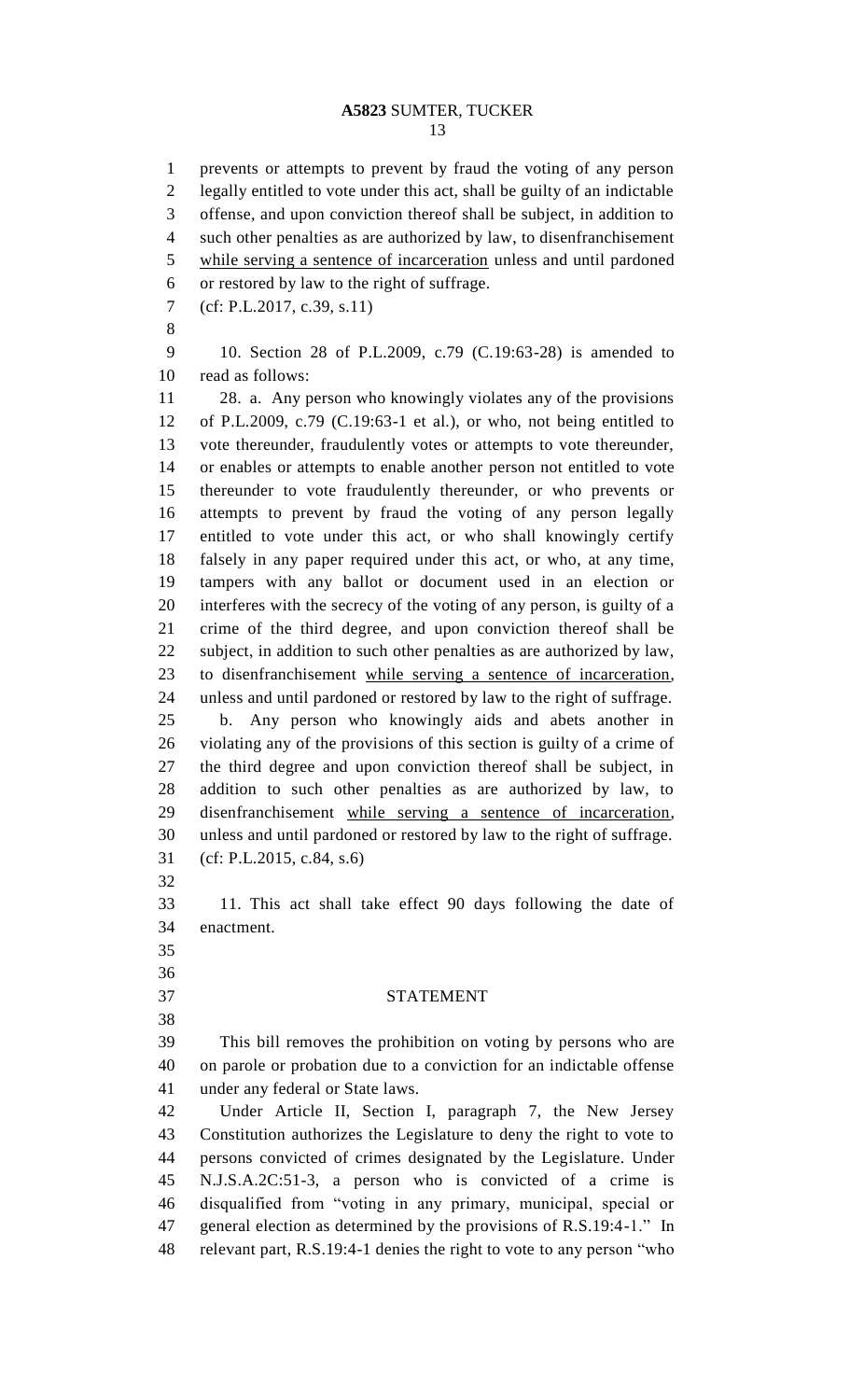prevents or attempts to prevent by fraud the voting of any person legally entitled to vote under this act, shall be guilty of an indictable offense, and upon conviction thereof shall be subject, in addition to such other penalties as are authorized by law, to disenfranchisement <u>while serving a sentence of incarceration</u> unless and until pardoned or restored by law to the right of suffrage.

(cf: P.L.2017, c.39, s.11)

10. Section 28 of P.L.2009, c.79 (C.19:63-28) is amended to read as follows:

28. a. Any person who knowingly violates any of the provisions of P.L.2009, c.79 (C.19:63-1 et al.), or who, not being entitled to vote thereunder, fraudulently votes or attempts to vote thereunder, or enables or attempts to enable another person not entitled to vote thereunder to vote fraudulently thereunder, or who prevents or attempts to prevent by fraud the voting of any person legally entitled to vote under this act, or who shall knowingly certify falsely in any paper required under this act, or who, at any time, tampers with any ballot or document used in an election or interferes with the secrecy of the voting of any person, is guilty of a crime of the third degree, and upon conviction thereof shall be subject, in addition to such other penalties as are authorized by law, to disenfranchisement <u>while serving a sentence of incarceration</u>, unless and until pardoned or restored by law to the right of suffrage.

b. Any person who knowingly aids and abets another in violating any of the provisions of this section is guilty of a crime of the third degree and upon conviction thereof shall be subject, in addition to such other penalties as are authorized by law, to disenfranchisement <u>while serving a sentence of incarceration</u>, unless and until pardoned or restored by law to the right of suffrage.

(cf: P.L.2015, c.84, s.6)

11. This act shall take effect 90 days following the date of enactment.

## STATEMENT

This bill removes the prohibition on voting by persons who are on parole or probation due to a conviction for an indictable offense under any federal or State laws.

Under Article II, Section I, paragraph 7, the New Jersey Constitution authorizes the Legislature to deny the right to vote to persons convicted of crimes designated by the Legislature. Under N.J.S.A.2C:51-3, a person who is convicted of a crime is disqualified from "voting in any primary, municipal, special or general election as determined by the provisions of R.S.19:4-1." In relevant part, R.S.19:4-1 denies the right to vote to any person "who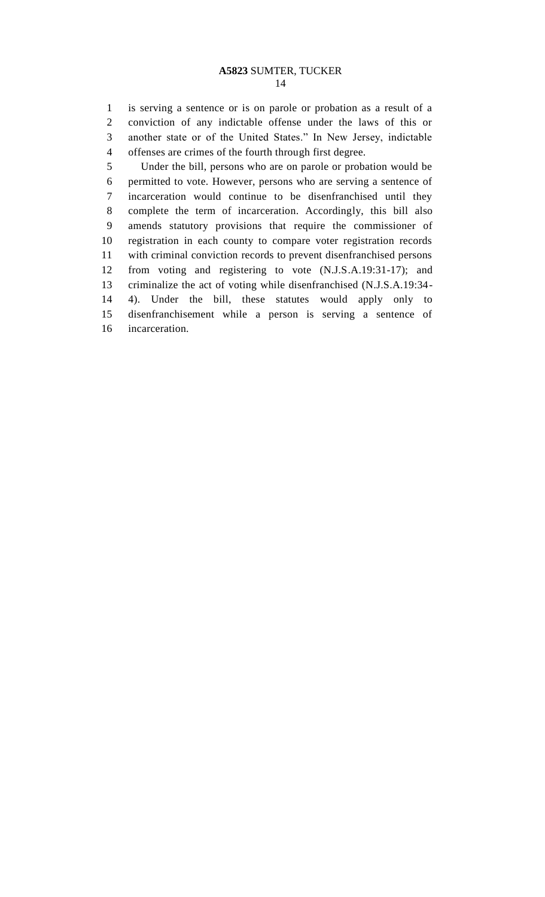is serving a sentence or is on parole or probation as a result of a conviction of any indictable offense under the laws of this or another state or of the United States." In New Jersey, indictable offenses are crimes of the fourth through first degree.

Under the bill, persons who are on parole or probation would be permitted to vote. However, persons who are serving a sentence of incarceration would continue to be disenfranchised until they complete the term of incarceration. Accordingly, this bill also amends statutory provisions that require the commissioner of registration in each county to compare voter registration records with criminal conviction records to prevent disenfranchised persons from voting and registering to vote (N.J.S.A.19:31-17); and criminalize the act of voting while disenfranchised (N.J.S.A.19:34-4). Under the bill, these statutes would apply only to disenfranchisement while a person is serving a sentence of incarceration.